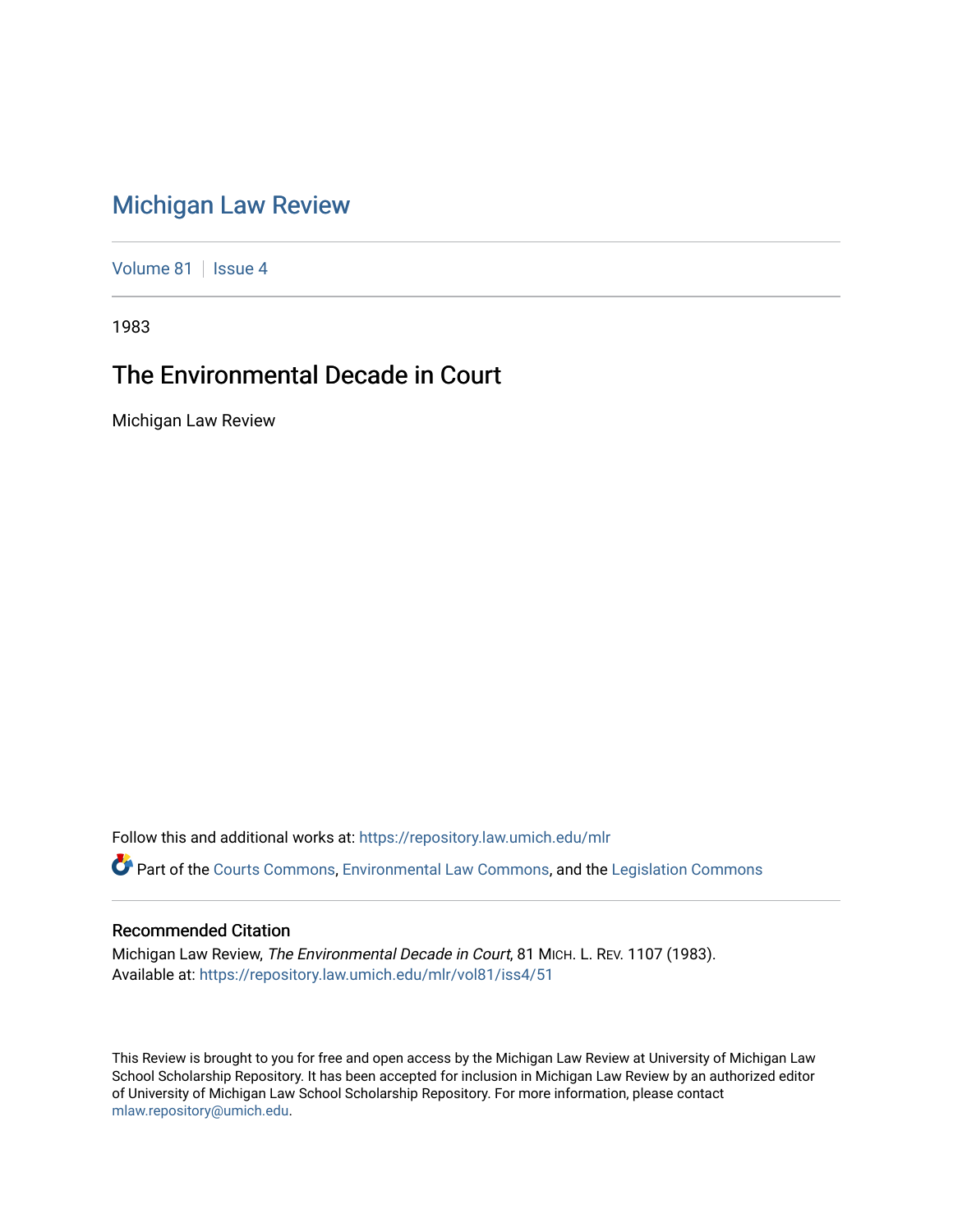# Michigan Law Review

Volume 81 | Issue 4

1983

## The Environmental Decade in Court

Michigan Law Review

Follow this and additional works at: https://repository.law.umich.edu/mlr

Part of the Courts Commons, Environmental Law Commons, and the Legislation Commons

### Recommended Citation

Michigan Law Review, *The Environmental Decade in Court*, 81 MICH. L. REV. 1107 (1983).
Available at: https://repository.law.umich.edu/mlr/vol81/iss4/51

This Review is brought to you for free and open access by the Michigan Law Review at University of Michigan Law School Scholarship Repository. It has been accepted for inclusion in Michigan Law Review by an authorized editor of University of Michigan Law School Scholarship Repository. For more information, please contact mlaw.repository@umich.edu.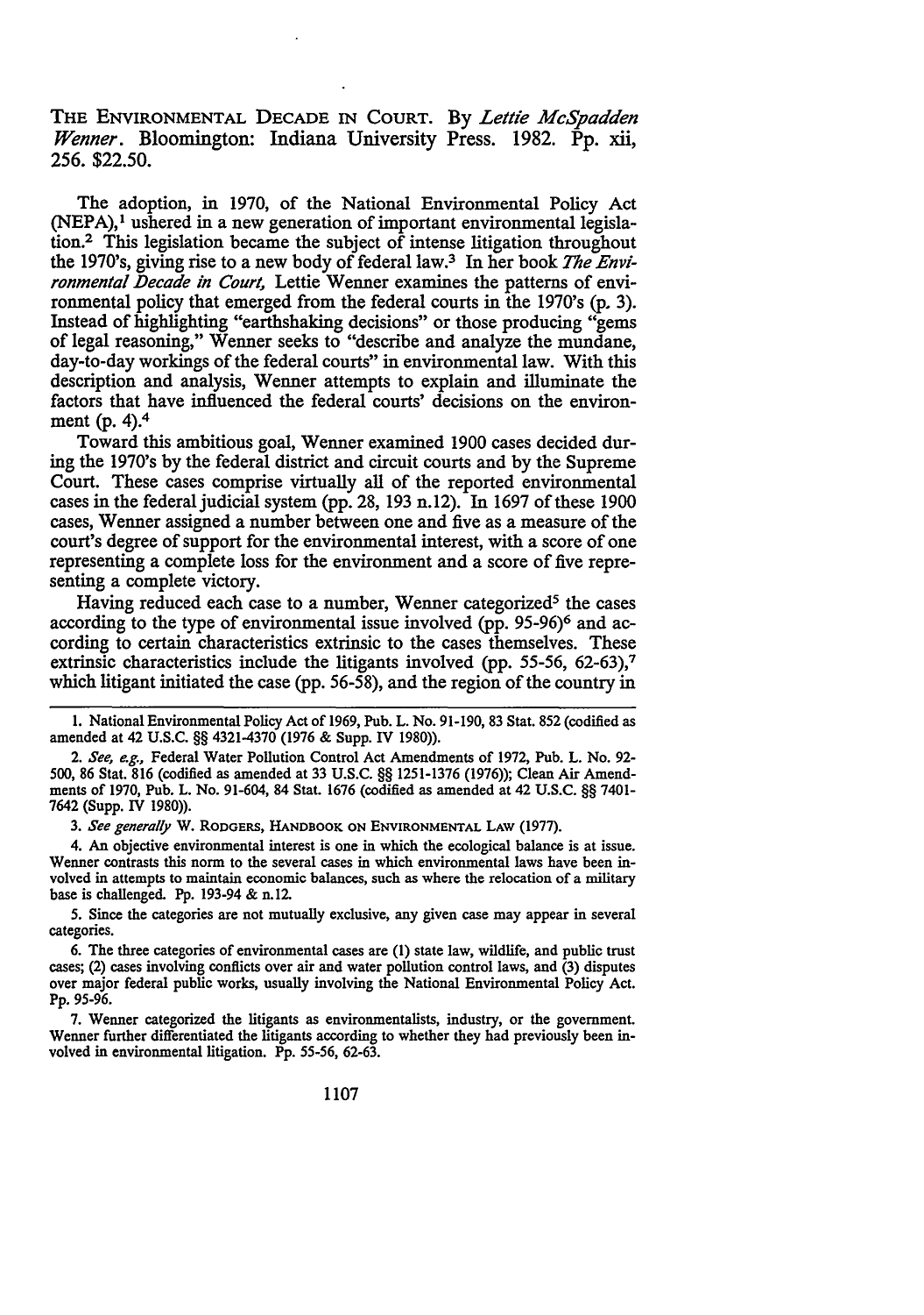THE ENVIRONMENTAL DECADE IN COURT. By *Lettie McSpadden Wenner*. Bloomington: Indiana University Press. 1982. Pp. xii, 256. $22.50.

The adoption, in 1970, of the National Environmental Policy Act (NEPA),[1] ushered in a new generation of important environmental legislation.[2] This legislation became the subject of intense litigation throughout the 1970's, giving rise to a new body of federal law.[3] In her book *The Environmental Decade in Court,* Lettie Wenner examines the patterns of environmental policy that emerged from the federal courts in the 1970's (p. 3). Instead of highlighting "earthshaking decisions" or those producing "gems of legal reasoning," Wenner seeks to "describe and analyze the mundane, day-to-day workings of the federal courts" in environmental law. With this description and analysis, Wenner attempts to explain and illuminate the factors that have influenced the federal courts' decisions on the environment (p. 4).[4]

Toward this ambitious goal, Wenner examined 1900 cases decided during the 1970's by the federal district and circuit courts and by the Supreme Court. These cases comprise virtually all of the reported environmental cases in the federal judicial system (pp. 28, 193 n.12). In 1697 of these 1900 cases, Wenner assigned a number between one and five as a measure of the court's degree of support for the environmental interest, with a score of one representing a complete loss for the environment and a score of five representing a complete victory.

Having reduced each case to a number, Wenner categorized[5] the cases according to the type of environmental issue involved (pp. 95-96)[6] and according to certain characteristics extrinsic to the cases themselves. These extrinsic characteristics include the litigants involved (pp. 55-56, 62-63),[7] which litigant initiated the case (pp. 56-58), and the region of the country in

---

1. National Environmental Policy Act of 1969, Pub. L. No. 91-190, 83 Stat. 852 (codified as amended at 42 U.S.C. §§ 4321-4370 (1976 & Supp. IV 1980)).

2. *See, e.g.,* Federal Water Pollution Control Act Amendments of 1972, Pub. L. No. 92-500, 86 Stat. 816 (codified as amended at 33 U.S.C. §§ 1251-1376 (1976)); Clean Air Amendments of 1970, Pub. L. No. 91-604, 84 Stat. 1676 (codified as amended at 42 U.S.C. §§ 7401-7642 (Supp. IV 1980)).

3. *See generally* W. RODGERS, HANDBOOK ON ENVIRONMENTAL LAW (1977).

4. An objective environmental interest is one in which the ecological balance is at issue. Wenner contrasts this norm to the several cases in which environmental laws have been involved in attempts to maintain economic balances, such as where the relocation of a military base is challenged. Pp. 193-94 & n.12.

5. Since the categories are not mutually exclusive, any given case may appear in several categories.

6. The three categories of environmental cases are (1) state law, wildlife, and public trust cases; (2) cases involving conflicts over air and water pollution control laws, and (3) disputes over major federal public works, usually involving the National Environmental Policy Act. Pp. 95-96.

7. Wenner categorized the litigants as environmentalists, industry, or the government. Wenner further differentiated the litigants according to whether they had previously been involved in environmental litigation. Pp. 55-56, 62-63.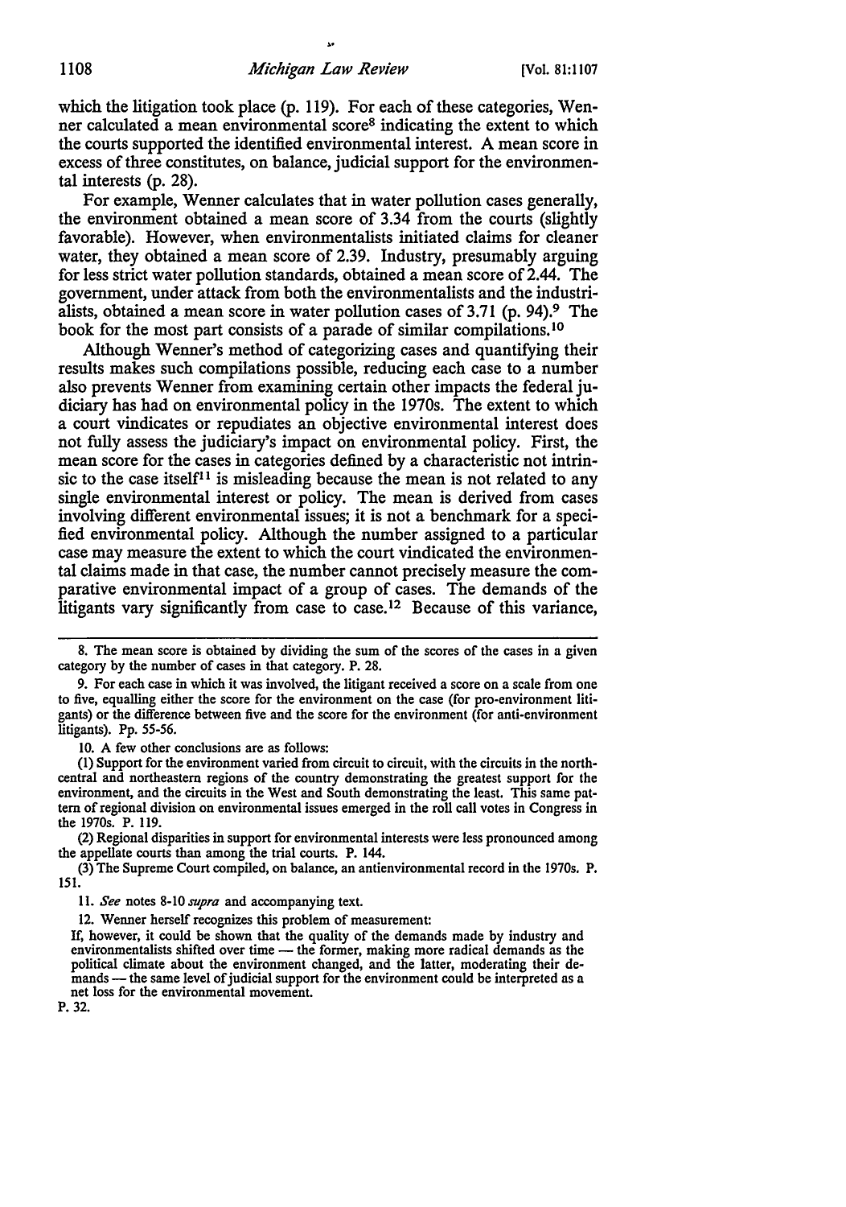which the litigation took place (p. 119). For each of these categories, Wenner calculated a mean environmental score[8] indicating the extent to which the courts supported the identified environmental interest. A mean score in excess of three constitutes, on balance, judicial support for the environmental interests (p. 28).

For example, Wenner calculates that in water pollution cases generally, the environment obtained a mean score of 3.34 from the courts (slightly favorable). However, when environmentalists initiated claims for cleaner water, they obtained a mean score of 2.39. Industry, presumably arguing for less strict water pollution standards, obtained a mean score of 2.44. The government, under attack from both the environmentalists and the industrialists, obtained a mean score in water pollution cases of 3.71 (p. 94).[9] The book for the most part consists of a parade of similar compilations.[10]

Although Wenner's method of categorizing cases and quantifying their results makes such compilations possible, reducing each case to a number also prevents Wenner from examining certain other impacts the federal judiciary has had on environmental policy in the 1970s. The extent to which a court vindicates or repudiates an objective environmental interest does not fully assess the judiciary's impact on environmental policy. First, the mean score for the cases in categories defined by a characteristic not intrinsic to the case itself[11] is misleading because the mean is not related to any single environmental interest or policy. The mean is derived from cases involving different environmental issues; it is not a benchmark for a specified environmental policy. Although the number assigned to a particular case may measure the extent to which the court vindicated the environmental claims made in that case, the number cannot precisely measure the comparative environmental impact of a group of cases. The demands of the litigants vary significantly from case to case.[12] Because of this variance,

---

8. The mean score is obtained by dividing the sum of the scores of the cases in a given category by the number of cases in that category. P. 28.

9. For each case in which it was involved, the litigant received a score on a scale from one to five, equalling either the score for the environment on the case (for pro-environment litigants) or the difference between five and the score for the environment (for anti-environment litigants). Pp. 55-56.

10. A few other conclusions are as follows:

(1) Support for the environment varied from circuit to circuit, with the circuits in the north-central and northeastern regions of the country demonstrating the greatest support for the environment, and the circuits in the West and South demonstrating the least. This same pattern of regional division on environmental issues emerged in the roll call votes in Congress in the 1970s. P. 119.

(2) Regional disparities in support for environmental interests were less pronounced among the appellate courts than among the trial courts. P. 144.

(3) The Supreme Court compiled, on balance, an antienvironmental record in the 1970s. P. 151.

11. *See* notes 8-10 *supra* and accompanying text.

12. Wenner herself recognizes this problem of measurement:

> If, however, it could be shown that the quality of the demands made by industry and environmentalists shifted over time — the former, making more radical demands as the political climate about the environment changed, and the latter, moderating their demands — the same level of judicial support for the environment could be interpreted as a net loss for the environmental movement.

P. 32.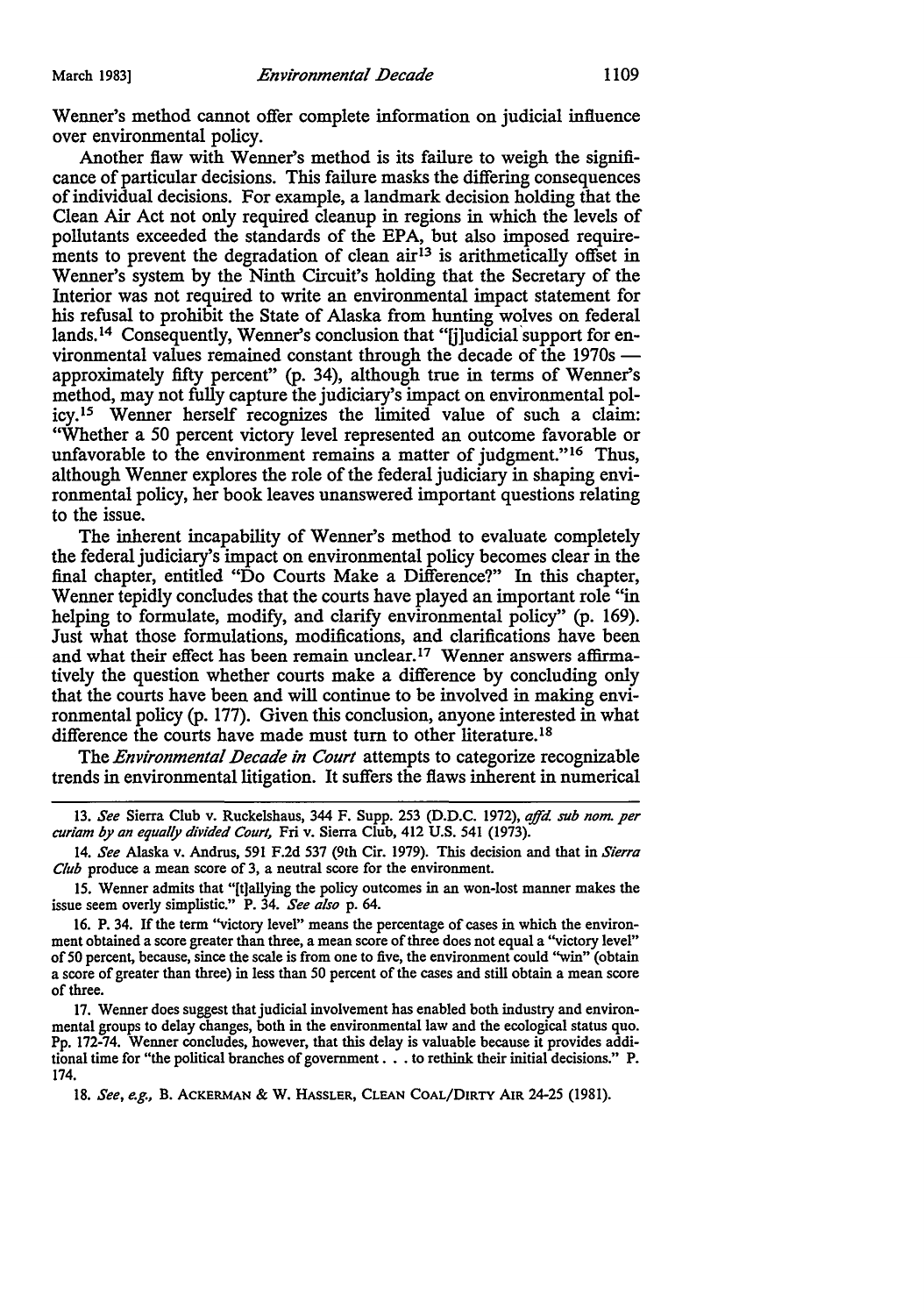Wenner's method cannot offer complete information on judicial influence over environmental policy.

Another flaw with Wenner's method is its failure to weigh the significance of particular decisions. This failure masks the differing consequences of individual decisions. For example, a landmark decision holding that the Clean Air Act not only required cleanup in regions in which the levels of pollutants exceeded the standards of the EPA, but also imposed requirements to prevent the degradation of clean air[13] is arithmetically offset in Wenner's system by the Ninth Circuit's holding that the Secretary of the Interior was not required to write an environmental impact statement for his refusal to prohibit the State of Alaska from hunting wolves on federal lands.[14] Consequently, Wenner's conclusion that "[j]udicial support for environmental values remained constant through the decade of the 1970s — approximately fifty percent" (p. 34), although true in terms of Wenner's method, may not fully capture the judiciary's impact on environmental policy.[15] Wenner herself recognizes the limited value of such a claim: "Whether a 50 percent victory level represented an outcome favorable or unfavorable to the environment remains a matter of judgment."[16] Thus, although Wenner explores the role of the federal judiciary in shaping environmental policy, her book leaves unanswered important questions relating to the issue.

The inherent incapability of Wenner's method to evaluate completely the federal judiciary's impact on environmental policy becomes clear in the final chapter, entitled "Do Courts Make a Difference?" In this chapter, Wenner tepidly concludes that the courts have played an important role "in helping to formulate, modify, and clarify environmental policy" (p. 169). Just what those formulations, modifications, and clarifications have been and what their effect has been remain unclear.[17] Wenner answers affirmatively the question whether courts make a difference by concluding only that the courts have been and will continue to be involved in making environmental policy (p. 177). Given this conclusion, anyone interested in what difference the courts have made must turn to other literature.[18]

*The Environmental Decade in Court* attempts to categorize recognizable trends in environmental litigation. It suffers the flaws inherent in numerical

---

13. *See* Sierra Club v. Ruckelshaus, 344 F. Supp. 253 (D.D.C. 1972), *affd. sub nom. per curiam by an equally divided Court,* Fri v. Sierra Club, 412 U.S. 541 (1973).

14. *See* Alaska v. Andrus, 591 F.2d 537 (9th Cir. 1979). This decision and that in *Sierra Club* produce a mean score of 3, a neutral score for the environment.

15. Wenner admits that "[t]allying the policy outcomes in an won-lost manner makes the issue seem overly simplistic." P. 34. *See also* p. 64.

16. P. 34. If the term "victory level" means the percentage of cases in which the environment obtained a score greater than three, a mean score of three does not equal a "victory level" of 50 percent, because, since the scale is from one to five, the environment could "win" (obtain a score of greater than three) in less than 50 percent of the cases and still obtain a mean score of three.

17. Wenner does suggest that judicial involvement has enabled both industry and environmental groups to delay changes, both in the environmental law and the ecological status quo. Pp. 172-74. Wenner concludes, however, that this delay is valuable because it provides additional time for "the political branches of government . . . to rethink their initial decisions." P. 174.

18. *See, e.g.,* B. ACKERMAN & W. HASSLER, CLEAN COAL/DIRTY AIR 24-25 (1981).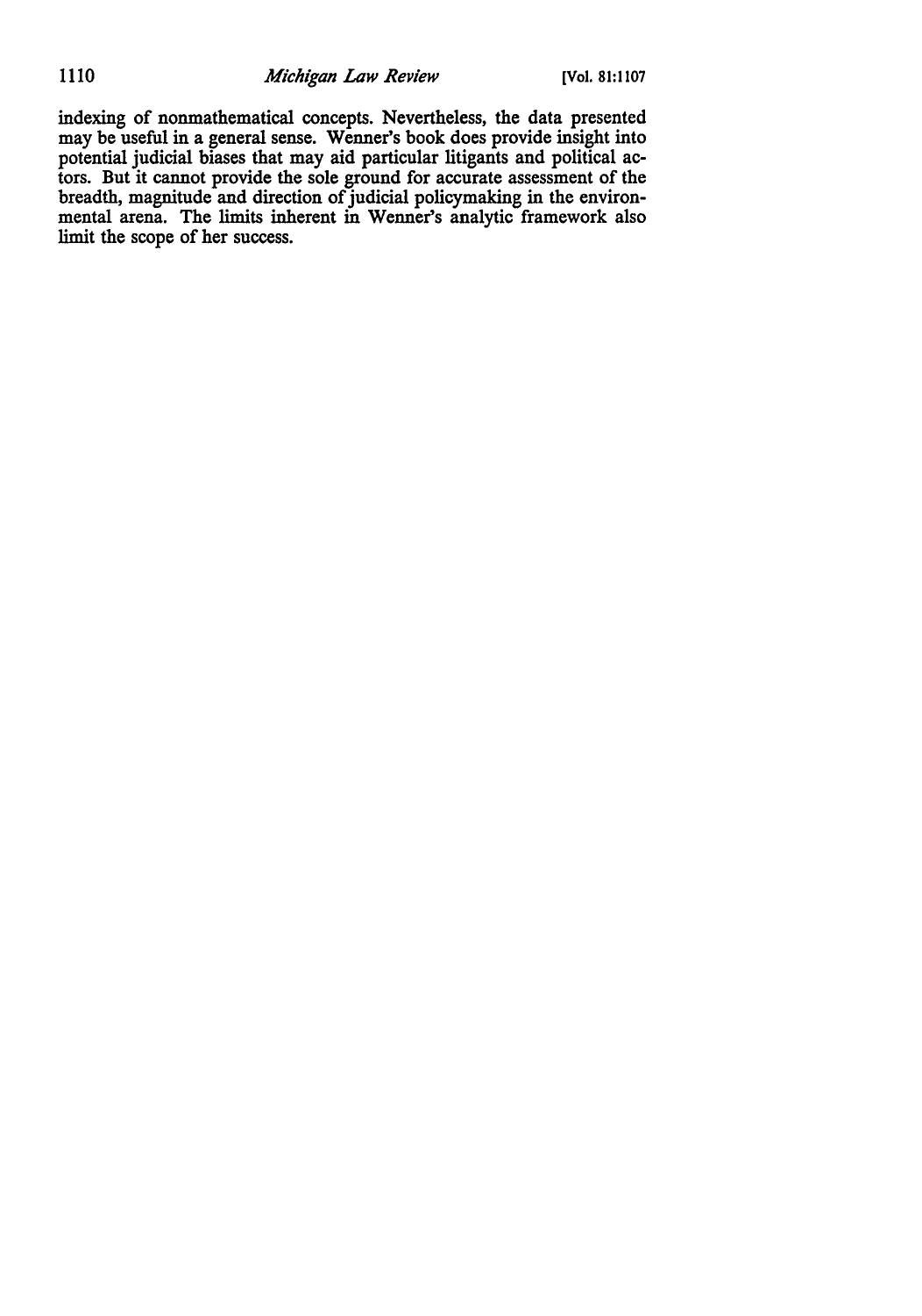indexing of nonmathematical concepts. Nevertheless, the data presented may be useful in a general sense. Wenner's book does provide insight into potential judicial biases that may aid particular litigants and political actors. But it cannot provide the sole ground for accurate assessment of the breadth, magnitude and direction of judicial policymaking in the environmental arena. The limits inherent in Wenner's analytic framework also limit the scope of her success.